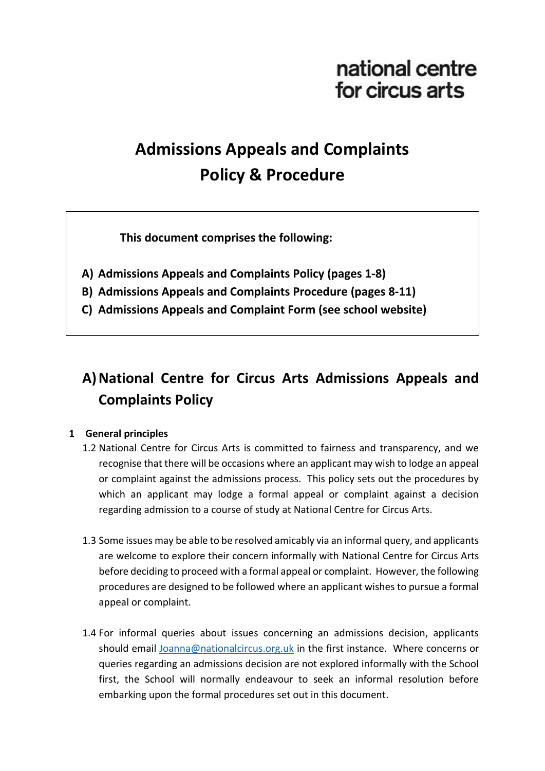national centre
for circus arts

# Admissions Appeals and Complaints Policy & Procedure

**This document comprises the following:**

- **A) Admissions Appeals and Complaints Policy (pages 1-8)**
- **B) Admissions Appeals and Complaints Procedure (pages 8-11)**
- **C) Admissions Appeals and Complaint Form (see school website)**

## A) National Centre for Circus Arts Admissions Appeals and Complaints Policy

### 1 General principles

1.2 National Centre for Circus Arts is committed to fairness and transparency, and we recognise that there will be occasions where an applicant may wish to lodge an appeal or complaint against the admissions process. This policy sets out the procedures by which an applicant may lodge a formal appeal or complaint against a decision regarding admission to a course of study at National Centre for Circus Arts.

1.3 Some issues may be able to be resolved amicably via an informal query, and applicants are welcome to explore their concern informally with National Centre for Circus Arts before deciding to proceed with a formal appeal or complaint. However, the following procedures are designed to be followed where an applicant wishes to pursue a formal appeal or complaint.

1.4 For informal queries about issues concerning an admissions decision, applicants should email Joanna@nationalcircus.org.uk in the first instance. Where concerns or queries regarding an admissions decision are not explored informally with the School first, the School will normally endeavour to seek an informal resolution before embarking upon the formal procedures set out in this document.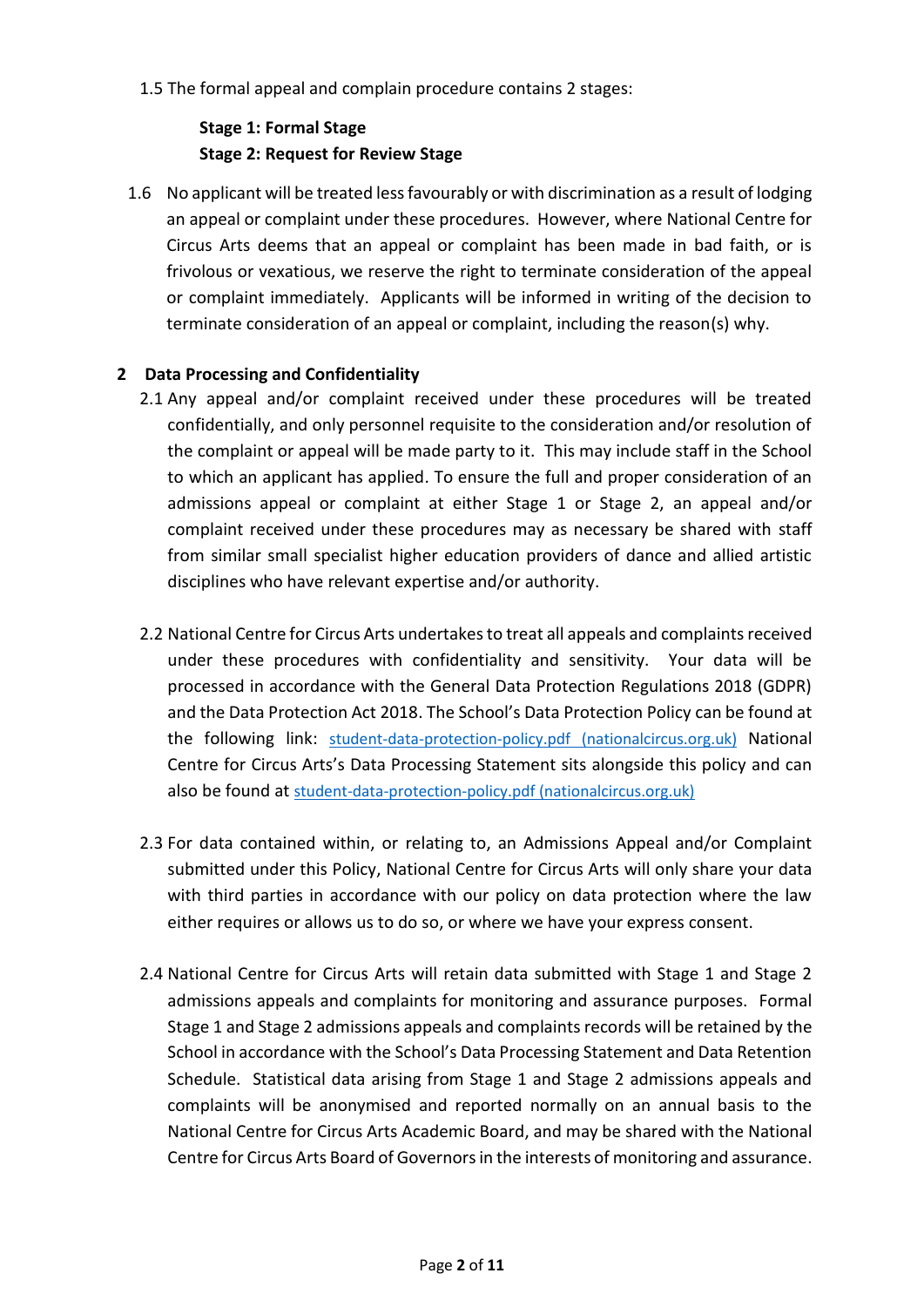1.5 The formal appeal and complain procedure contains 2 stages:

**Stage 1: Formal Stage**
**Stage 2: Request for Review Stage**

1.6 No applicant will be treated less favourably or with discrimination as a result of lodging an appeal or complaint under these procedures. However, where National Centre for Circus Arts deems that an appeal or complaint has been made in bad faith, or is frivolous or vexatious, we reserve the right to terminate consideration of the appeal or complaint immediately. Applicants will be informed in writing of the decision to terminate consideration of an appeal or complaint, including the reason(s) why.

## 2 Data Processing and Confidentiality

2.1 Any appeal and/or complaint received under these procedures will be treated confidentially, and only personnel requisite to the consideration and/or resolution of the complaint or appeal will be made party to it. This may include staff in the School to which an applicant has applied. To ensure the full and proper consideration of an admissions appeal or complaint at either Stage 1 or Stage 2, an appeal and/or complaint received under these procedures may as necessary be shared with staff from similar small specialist higher education providers of dance and allied artistic disciplines who have relevant expertise and/or authority.

2.2 National Centre for Circus Arts undertakes to treat all appeals and complaints received under these procedures with confidentiality and sensitivity. Your data will be processed in accordance with the General Data Protection Regulations 2018 (GDPR) and the Data Protection Act 2018. The School's Data Protection Policy can be found at the following link: student-data-protection-policy.pdf (nationalcircus.org.uk) National Centre for Circus Arts's Data Processing Statement sits alongside this policy and can also be found at student-data-protection-policy.pdf (nationalcircus.org.uk)

2.3 For data contained within, or relating to, an Admissions Appeal and/or Complaint submitted under this Policy, National Centre for Circus Arts will only share your data with third parties in accordance with our policy on data protection where the law either requires or allows us to do so, or where we have your express consent.

2.4 National Centre for Circus Arts will retain data submitted with Stage 1 and Stage 2 admissions appeals and complaints for monitoring and assurance purposes. Formal Stage 1 and Stage 2 admissions appeals and complaints records will be retained by the School in accordance with the School's Data Processing Statement and Data Retention Schedule. Statistical data arising from Stage 1 and Stage 2 admissions appeals and complaints will be anonymised and reported normally on an annual basis to the National Centre for Circus Arts Academic Board, and may be shared with the National Centre for Circus Arts Board of Governors in the interests of monitoring and assurance.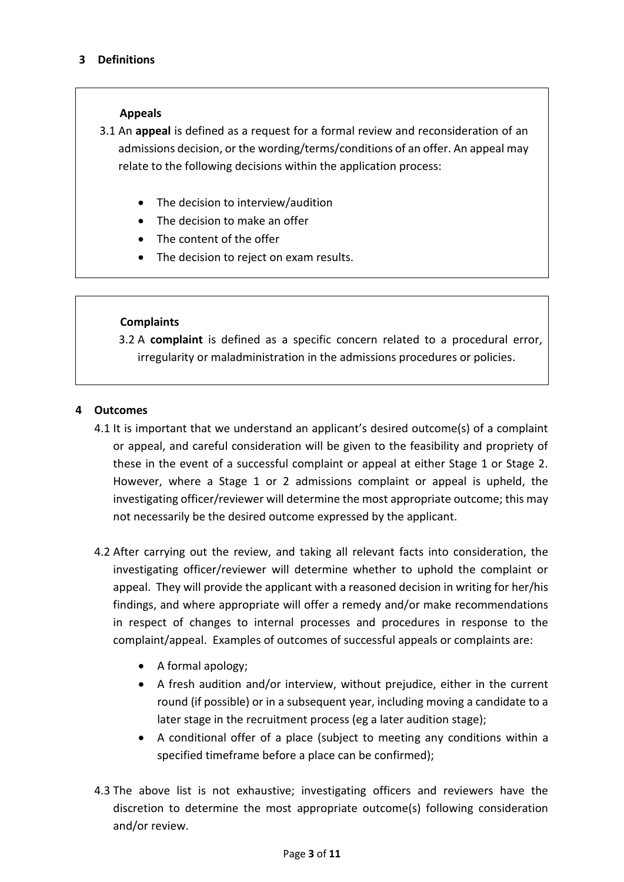## 3 Definitions

**Appeals**

3.1 An **appeal** is defined as a request for a formal review and reconsideration of an admissions decision, or the wording/terms/conditions of an offer. An appeal may relate to the following decisions within the application process:

- The decision to interview/audition
- The decision to make an offer
- The content of the offer
- The decision to reject on exam results.

**Complaints**

3.2 A **complaint** is defined as a specific concern related to a procedural error, irregularity or maladministration in the admissions procedures or policies.

## 4 Outcomes

4.1 It is important that we understand an applicant's desired outcome(s) of a complaint or appeal, and careful consideration will be given to the feasibility and propriety of these in the event of a successful complaint or appeal at either Stage 1 or Stage 2. However, where a Stage 1 or 2 admissions complaint or appeal is upheld, the investigating officer/reviewer will determine the most appropriate outcome; this may not necessarily be the desired outcome expressed by the applicant.

4.2 After carrying out the review, and taking all relevant facts into consideration, the investigating officer/reviewer will determine whether to uphold the complaint or appeal. They will provide the applicant with a reasoned decision in writing for her/his findings, and where appropriate will offer a remedy and/or make recommendations in respect of changes to internal processes and procedures in response to the complaint/appeal. Examples of outcomes of successful appeals or complaints are:

- A formal apology;
- A fresh audition and/or interview, without prejudice, either in the current round (if possible) or in a subsequent year, including moving a candidate to a later stage in the recruitment process (eg a later audition stage);
- A conditional offer of a place (subject to meeting any conditions within a specified timeframe before a place can be confirmed);

4.3 The above list is not exhaustive; investigating officers and reviewers have the discretion to determine the most appropriate outcome(s) following consideration and/or review.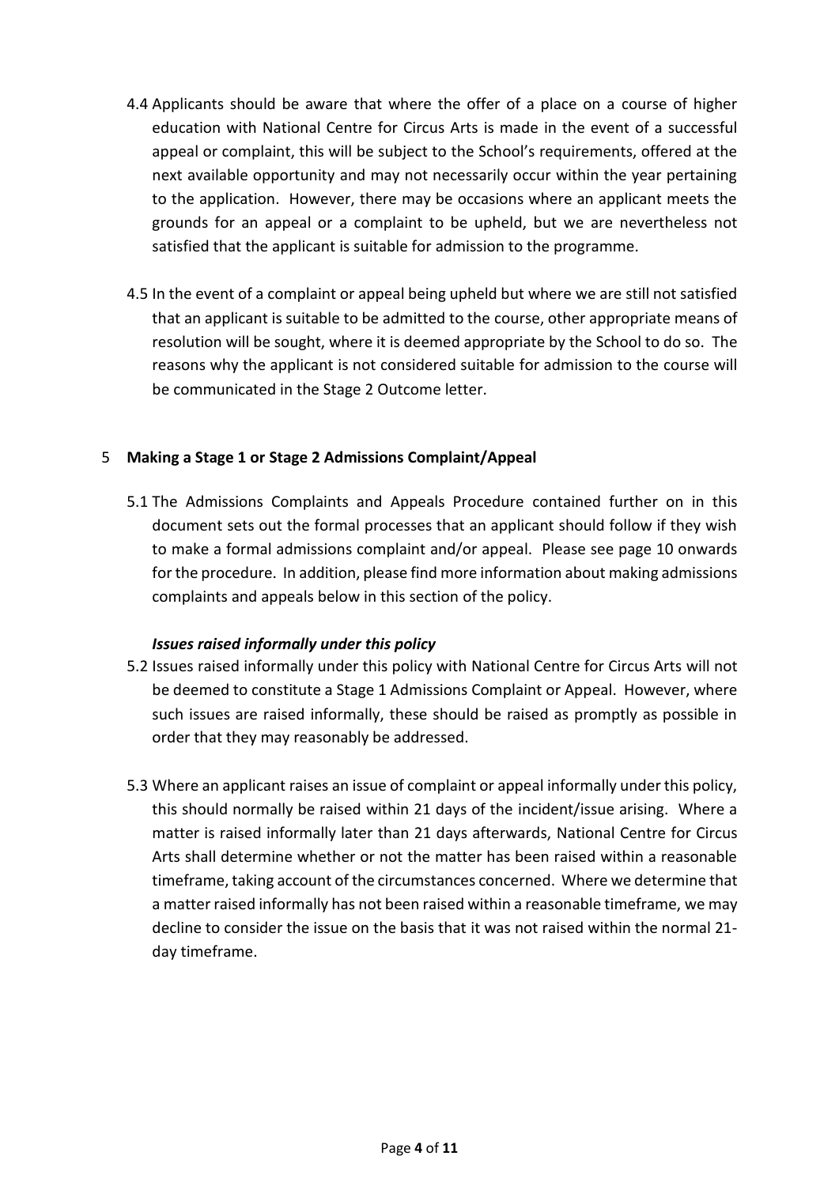4.4 Applicants should be aware that where the offer of a place on a course of higher education with National Centre for Circus Arts is made in the event of a successful appeal or complaint, this will be subject to the School's requirements, offered at the next available opportunity and may not necessarily occur within the year pertaining to the application. However, there may be occasions where an applicant meets the grounds for an appeal or a complaint to be upheld, but we are nevertheless not satisfied that the applicant is suitable for admission to the programme.

4.5 In the event of a complaint or appeal being upheld but where we are still not satisfied that an applicant is suitable to be admitted to the course, other appropriate means of resolution will be sought, where it is deemed appropriate by the School to do so. The reasons why the applicant is not considered suitable for admission to the course will be communicated in the Stage 2 Outcome letter.

## 5 Making a Stage 1 or Stage 2 Admissions Complaint/Appeal

5.1 The Admissions Complaints and Appeals Procedure contained further on in this document sets out the formal processes that an applicant should follow if they wish to make a formal admissions complaint and/or appeal. Please see page 10 onwards for the procedure. In addition, please find more information about making admissions complaints and appeals below in this section of the policy.

***Issues raised informally under this policy***

5.2 Issues raised informally under this policy with National Centre for Circus Arts will not be deemed to constitute a Stage 1 Admissions Complaint or Appeal. However, where such issues are raised informally, these should be raised as promptly as possible in order that they may reasonably be addressed.

5.3 Where an applicant raises an issue of complaint or appeal informally under this policy, this should normally be raised within 21 days of the incident/issue arising. Where a matter is raised informally later than 21 days afterwards, National Centre for Circus Arts shall determine whether or not the matter has been raised within a reasonable timeframe, taking account of the circumstances concerned. Where we determine that a matter raised informally has not been raised within a reasonable timeframe, we may decline to consider the issue on the basis that it was not raised within the normal 21-day timeframe.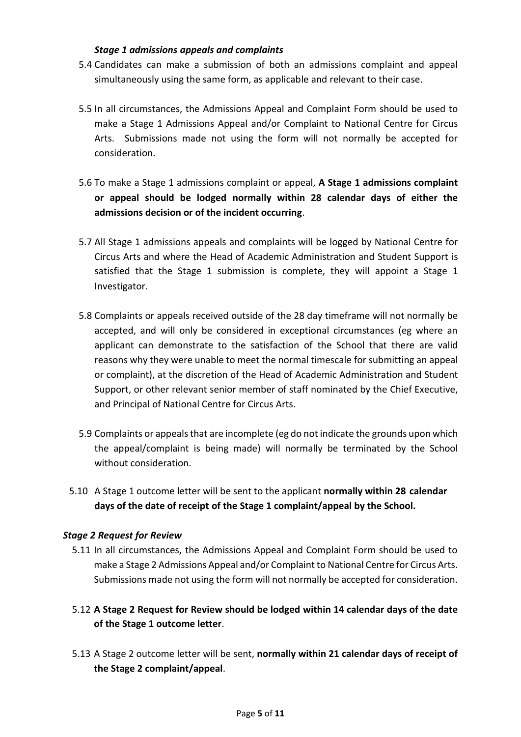*Stage 1 admissions appeals and complaints*

5.4 Candidates can make a submission of both an admissions complaint and appeal simultaneously using the same form, as applicable and relevant to their case.

5.5 In all circumstances, the Admissions Appeal and Complaint Form should be used to make a Stage 1 Admissions Appeal and/or Complaint to National Centre for Circus Arts. Submissions made not using the form will not normally be accepted for consideration.

5.6 To make a Stage 1 admissions complaint or appeal, **A Stage 1 admissions complaint or appeal should be lodged normally within 28 calendar days of either the admissions decision or of the incident occurring**.

5.7 All Stage 1 admissions appeals and complaints will be logged by National Centre for Circus Arts and where the Head of Academic Administration and Student Support is satisfied that the Stage 1 submission is complete, they will appoint a Stage 1 Investigator.

5.8 Complaints or appeals received outside of the 28 day timeframe will not normally be accepted, and will only be considered in exceptional circumstances (eg where an applicant can demonstrate to the satisfaction of the School that there are valid reasons why they were unable to meet the normal timescale for submitting an appeal or complaint), at the discretion of the Head of Academic Administration and Student Support, or other relevant senior member of staff nominated by the Chief Executive, and Principal of National Centre for Circus Arts.

5.9 Complaints or appeals that are incomplete (eg do not indicate the grounds upon which the appeal/complaint is being made) will normally be terminated by the School without consideration.

5.10 A Stage 1 outcome letter will be sent to the applicant **normally within 28 calendar days of the date of receipt of the Stage 1 complaint/appeal by the School.**

*Stage 2 Request for Review*

5.11 In all circumstances, the Admissions Appeal and Complaint Form should be used to make a Stage 2 Admissions Appeal and/or Complaint to National Centre for Circus Arts. Submissions made not using the form will not normally be accepted for consideration.

5.12 **A Stage 2 Request for Review should be lodged within 14 calendar days of the date of the Stage 1 outcome letter**.

5.13 A Stage 2 outcome letter will be sent, **normally within 21 calendar days of receipt of the Stage 2 complaint/appeal**.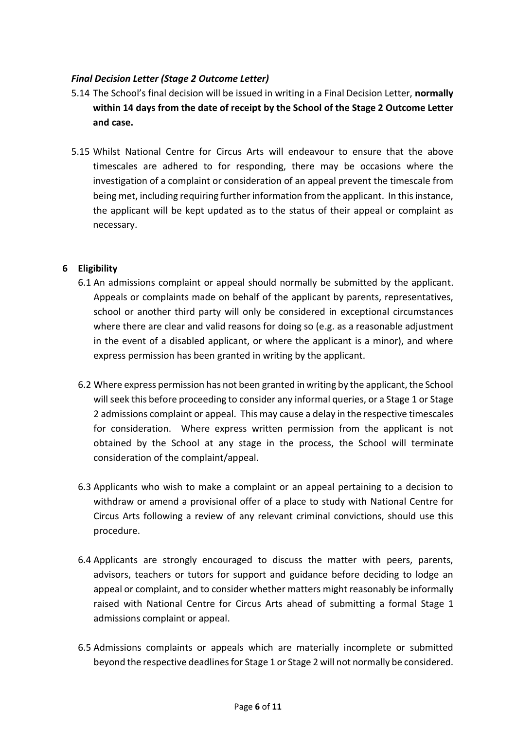***Final Decision Letter (Stage 2 Outcome Letter)***

5.14 The School's final decision will be issued in writing in a Final Decision Letter, **normally within 14 days from the date of receipt by the School of the Stage 2 Outcome Letter and case.**

5.15 Whilst National Centre for Circus Arts will endeavour to ensure that the above timescales are adhered to for responding, there may be occasions where the investigation of a complaint or consideration of an appeal prevent the timescale from being met, including requiring further information from the applicant. In this instance, the applicant will be kept updated as to the status of their appeal or complaint as necessary.

## 6 Eligibility

6.1 An admissions complaint or appeal should normally be submitted by the applicant. Appeals or complaints made on behalf of the applicant by parents, representatives, school or another third party will only be considered in exceptional circumstances where there are clear and valid reasons for doing so (e.g. as a reasonable adjustment in the event of a disabled applicant, or where the applicant is a minor), and where express permission has been granted in writing by the applicant.

6.2 Where express permission has not been granted in writing by the applicant, the School will seek this before proceeding to consider any informal queries, or a Stage 1 or Stage 2 admissions complaint or appeal. This may cause a delay in the respective timescales for consideration. Where express written permission from the applicant is not obtained by the School at any stage in the process, the School will terminate consideration of the complaint/appeal.

6.3 Applicants who wish to make a complaint or an appeal pertaining to a decision to withdraw or amend a provisional offer of a place to study with National Centre for Circus Arts following a review of any relevant criminal convictions, should use this procedure.

6.4 Applicants are strongly encouraged to discuss the matter with peers, parents, advisors, teachers or tutors for support and guidance before deciding to lodge an appeal or complaint, and to consider whether matters might reasonably be informally raised with National Centre for Circus Arts ahead of submitting a formal Stage 1 admissions complaint or appeal.

6.5 Admissions complaints or appeals which are materially incomplete or submitted beyond the respective deadlines for Stage 1 or Stage 2 will not normally be considered.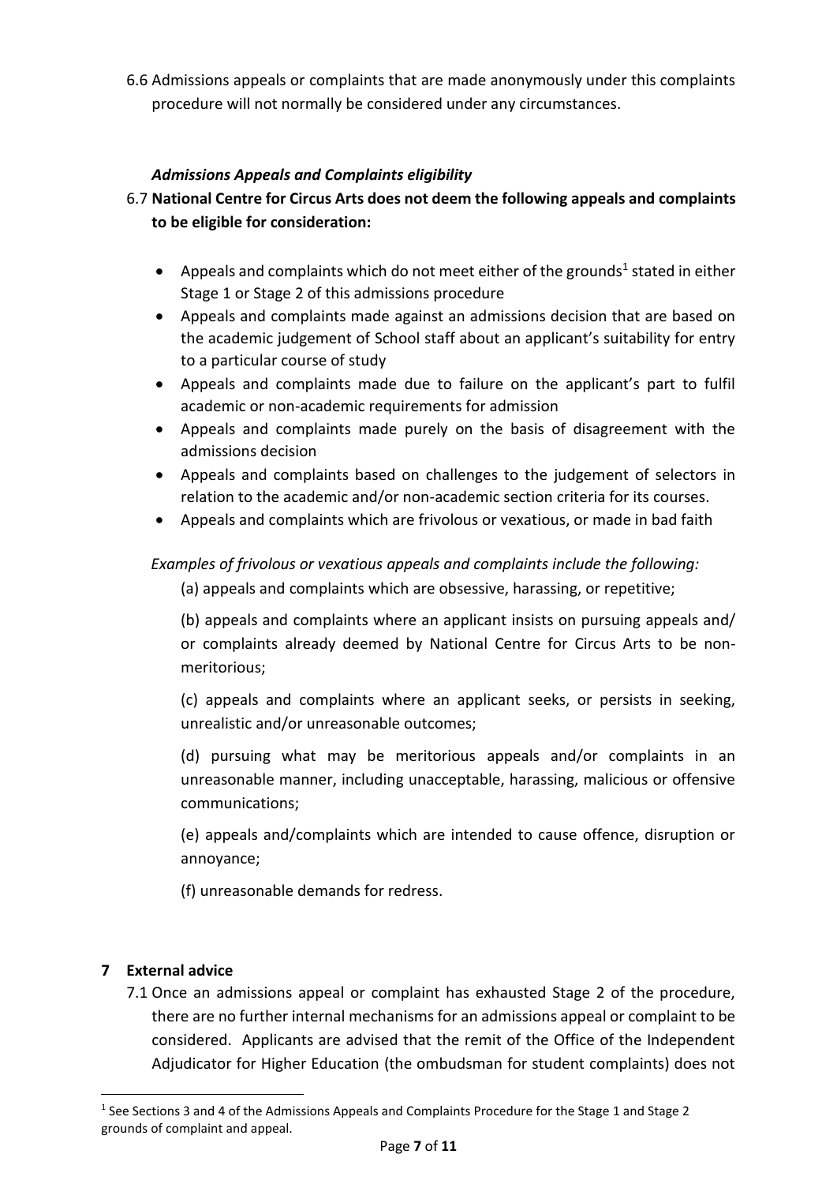6.6 Admissions appeals or complaints that are made anonymously under this complaints procedure will not normally be considered under any circumstances.

### *Admissions Appeals and Complaints eligibility*

6.7 **National Centre for Circus Arts does not deem the following appeals and complaints to be eligible for consideration:**

- Appeals and complaints which do not meet either of the grounds[1] stated in either Stage 1 or Stage 2 of this admissions procedure
- Appeals and complaints made against an admissions decision that are based on the academic judgement of School staff about an applicant's suitability for entry to a particular course of study
- Appeals and complaints made due to failure on the applicant's part to fulfil academic or non-academic requirements for admission
- Appeals and complaints made purely on the basis of disagreement with the admissions decision
- Appeals and complaints based on challenges to the judgement of selectors in relation to the academic and/or non-academic section criteria for its courses.
- Appeals and complaints which are frivolous or vexatious, or made in bad faith

*Examples of frivolous or vexatious appeals and complaints include the following:*

(a) appeals and complaints which are obsessive, harassing, or repetitive;

(b) appeals and complaints where an applicant insists on pursuing appeals and/ or complaints already deemed by National Centre for Circus Arts to be non-meritorious;

(c) appeals and complaints where an applicant seeks, or persists in seeking, unrealistic and/or unreasonable outcomes;

(d) pursuing what may be meritorious appeals and/or complaints in an unreasonable manner, including unacceptable, harassing, malicious or offensive communications;

(e) appeals and/complaints which are intended to cause offence, disruption or annoyance;

(f) unreasonable demands for redress.

## 7 External advice

7.1 Once an admissions appeal or complaint has exhausted Stage 2 of the procedure, there are no further internal mechanisms for an admissions appeal or complaint to be considered. Applicants are advised that the remit of the Office of the Independent Adjudicator for Higher Education (the ombudsman for student complaints) does not

[1] See Sections 3 and 4 of the Admissions Appeals and Complaints Procedure for the Stage 1 and Stage 2 grounds of complaint and appeal.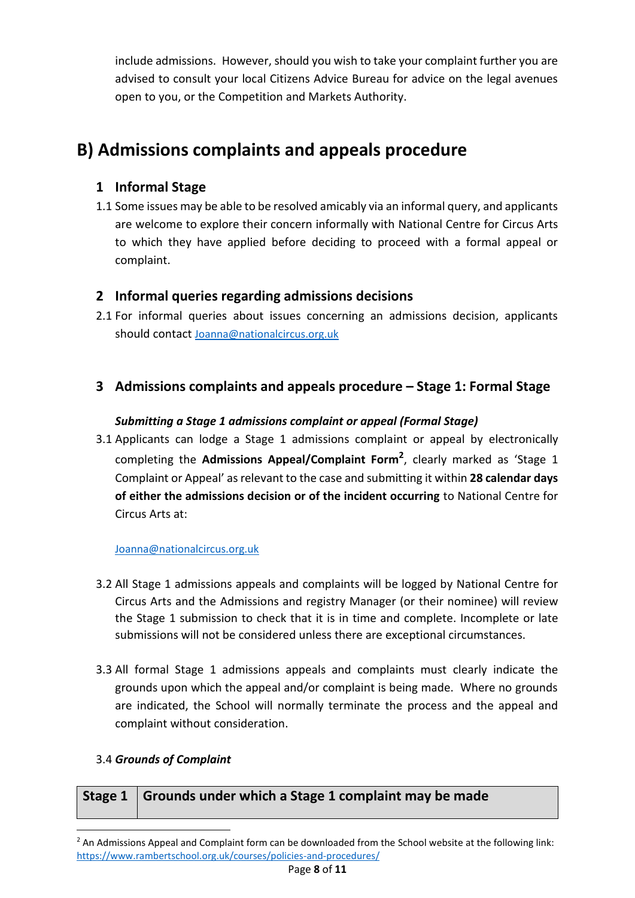include admissions. However, should you wish to take your complaint further you are advised to consult your local Citizens Advice Bureau for advice on the legal avenues open to you, or the Competition and Markets Authority.

# B) Admissions complaints and appeals procedure

## 1 Informal Stage

1.1 Some issues may be able to be resolved amicably via an informal query, and applicants are welcome to explore their concern informally with National Centre for Circus Arts to which they have applied before deciding to proceed with a formal appeal or complaint.

## 2 Informal queries regarding admissions decisions

2.1 For informal queries about issues concerning an admissions decision, applicants should contact Joanna@nationalcircus.org.uk

## 3 Admissions complaints and appeals procedure – Stage 1: Formal Stage

***Submitting a Stage 1 admissions complaint or appeal (Formal Stage)***

3.1 Applicants can lodge a Stage 1 admissions complaint or appeal by electronically completing the **Admissions Appeal/Complaint Form**[2], clearly marked as 'Stage 1 Complaint or Appeal' as relevant to the case and submitting it within **28 calendar days of either the admissions decision or of the incident occurring** to National Centre for Circus Arts at:

Joanna@nationalcircus.org.uk

3.2 All Stage 1 admissions appeals and complaints will be logged by National Centre for Circus Arts and the Admissions and registry Manager (or their nominee) will review the Stage 1 submission to check that it is in time and complete. Incomplete or late submissions will not be considered unless there are exceptional circumstances.

3.3 All formal Stage 1 admissions appeals and complaints must clearly indicate the grounds upon which the appeal and/or complaint is being made. Where no grounds are indicated, the School will normally terminate the process and the appeal and complaint without consideration.

3.4 ***Grounds of Complaint***

| Stage 1 | Grounds under which a Stage 1 complaint may be made |
| --- | --- |

[2] An Admissions Appeal and Complaint form can be downloaded from the School website at the following link: https://www.rambertschool.org.uk/courses/policies-and-procedures/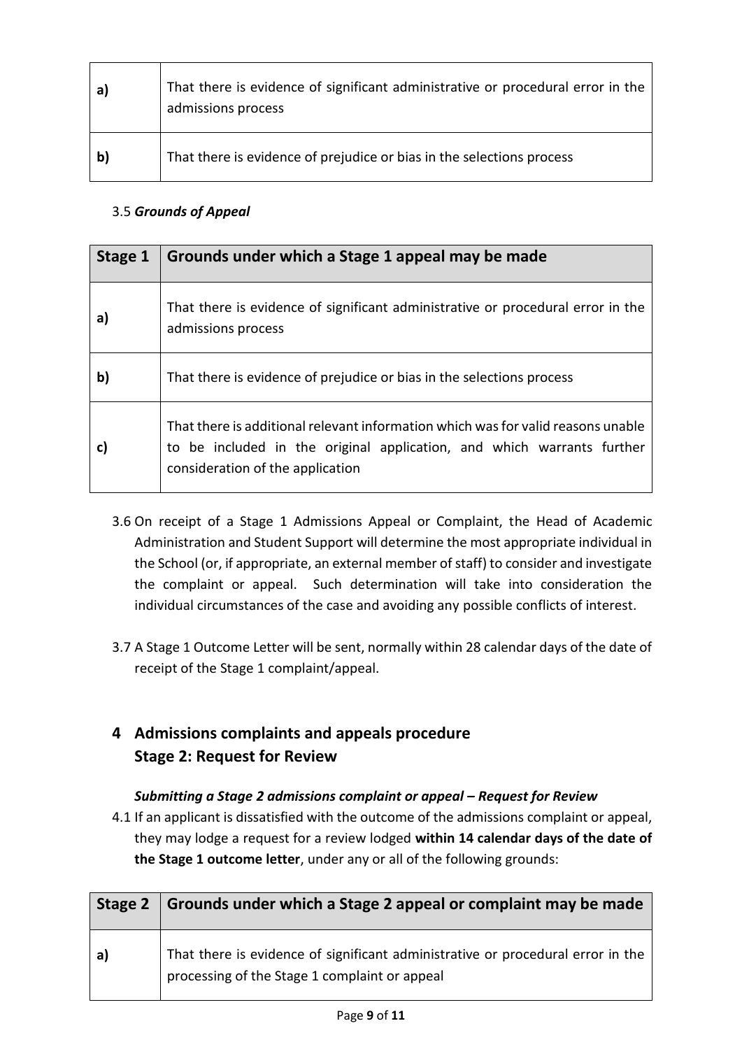| | |
|---|---|
| **a)** | That there is evidence of significant administrative or procedural error in the admissions process |
| **b)** | That there is evidence of prejudice or bias in the selections process |

3.5 ***Grounds of Appeal***

| Stage 1 | Grounds under which a Stage 1 appeal may be made |
|---|---|
| **a)** | That there is evidence of significant administrative or procedural error in the admissions process |
| **b)** | That there is evidence of prejudice or bias in the selections process |
| **c)** | That there is additional relevant information which was for valid reasons unable to be included in the original application, and which warrants further consideration of the application |

3.6 On receipt of a Stage 1 Admissions Appeal or Complaint, the Head of Academic Administration and Student Support will determine the most appropriate individual in the School (or, if appropriate, an external member of staff) to consider and investigate the complaint or appeal. Such determination will take into consideration the individual circumstances of the case and avoiding any possible conflicts of interest.

3.7 A Stage 1 Outcome Letter will be sent, normally within 28 calendar days of the date of receipt of the Stage 1 complaint/appeal.

## 4 Admissions complaints and appeals procedure Stage 2: Request for Review

***Submitting a Stage 2 admissions complaint or appeal – Request for Review***

4.1 If an applicant is dissatisfied with the outcome of the admissions complaint or appeal, they may lodge a request for a review lodged **within 14 calendar days of the date of the Stage 1 outcome letter**, under any or all of the following grounds:

| Stage 2 | Grounds under which a Stage 2 appeal or complaint may be made |
|---|---|
| **a)** | That there is evidence of significant administrative or procedural error in the processing of the Stage 1 complaint or appeal |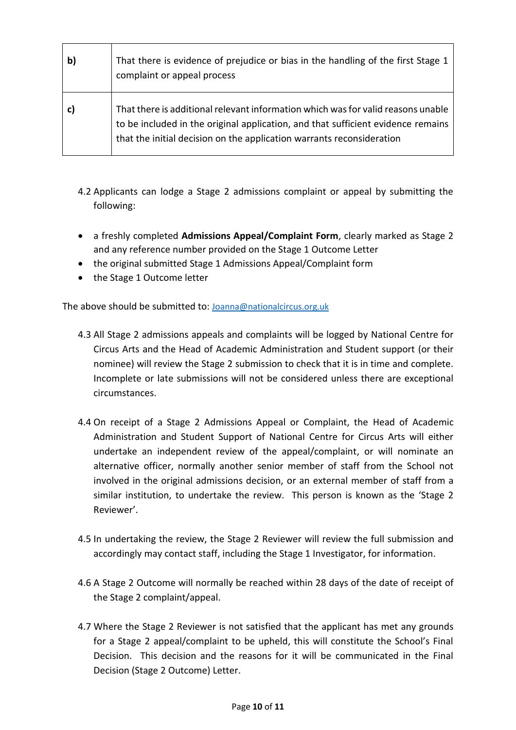| | |
|---|---|
| **b)** | That there is evidence of prejudice or bias in the handling of the first Stage 1 complaint or appeal process |
| **c)** | That there is additional relevant information which was for valid reasons unable to be included in the original application, and that sufficient evidence remains that the initial decision on the application warrants reconsideration |

4.2 Applicants can lodge a Stage 2 admissions complaint or appeal by submitting the following:

- a freshly completed **Admissions Appeal/Complaint Form**, clearly marked as Stage 2 and any reference number provided on the Stage 1 Outcome Letter
- the original submitted Stage 1 Admissions Appeal/Complaint form
- the Stage 1 Outcome letter

The above should be submitted to: Joanna@nationalcircus.org.uk

4.3 All Stage 2 admissions appeals and complaints will be logged by National Centre for Circus Arts and the Head of Academic Administration and Student support (or their nominee) will review the Stage 2 submission to check that it is in time and complete. Incomplete or late submissions will not be considered unless there are exceptional circumstances.

4.4 On receipt of a Stage 2 Admissions Appeal or Complaint, the Head of Academic Administration and Student Support of National Centre for Circus Arts will either undertake an independent review of the appeal/complaint, or will nominate an alternative officer, normally another senior member of staff from the School not involved in the original admissions decision, or an external member of staff from a similar institution, to undertake the review. This person is known as the 'Stage 2 Reviewer'.

4.5 In undertaking the review, the Stage 2 Reviewer will review the full submission and accordingly may contact staff, including the Stage 1 Investigator, for information.

4.6 A Stage 2 Outcome will normally be reached within 28 days of the date of receipt of the Stage 2 complaint/appeal.

4.7 Where the Stage 2 Reviewer is not satisfied that the applicant has met any grounds for a Stage 2 appeal/complaint to be upheld, this will constitute the School's Final Decision. This decision and the reasons for it will be communicated in the Final Decision (Stage 2 Outcome) Letter.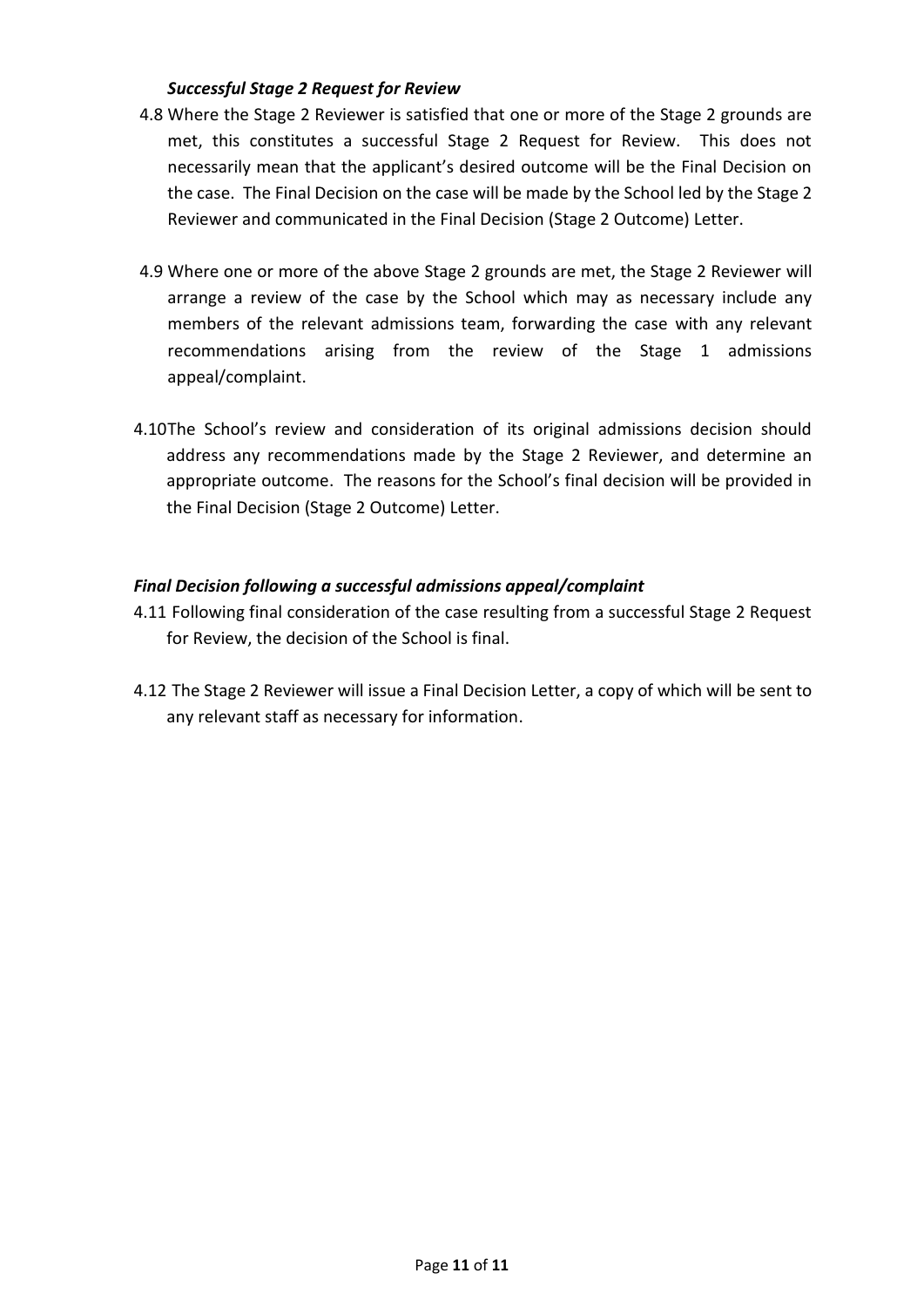***Successful Stage 2 Request for Review***

4.8 Where the Stage 2 Reviewer is satisfied that one or more of the Stage 2 grounds are met, this constitutes a successful Stage 2 Request for Review. This does not necessarily mean that the applicant's desired outcome will be the Final Decision on the case. The Final Decision on the case will be made by the School led by the Stage 2 Reviewer and communicated in the Final Decision (Stage 2 Outcome) Letter.

4.9 Where one or more of the above Stage 2 grounds are met, the Stage 2 Reviewer will arrange a review of the case by the School which may as necessary include any members of the relevant admissions team, forwarding the case with any relevant recommendations arising from the review of the Stage 1 admissions appeal/complaint.

4.10 The School's review and consideration of its original admissions decision should address any recommendations made by the Stage 2 Reviewer, and determine an appropriate outcome. The reasons for the School's final decision will be provided in the Final Decision (Stage 2 Outcome) Letter.

***Final Decision following a successful admissions appeal/complaint***

4.11 Following final consideration of the case resulting from a successful Stage 2 Request for Review, the decision of the School is final.

4.12 The Stage 2 Reviewer will issue a Final Decision Letter, a copy of which will be sent to any relevant staff as necessary for information.